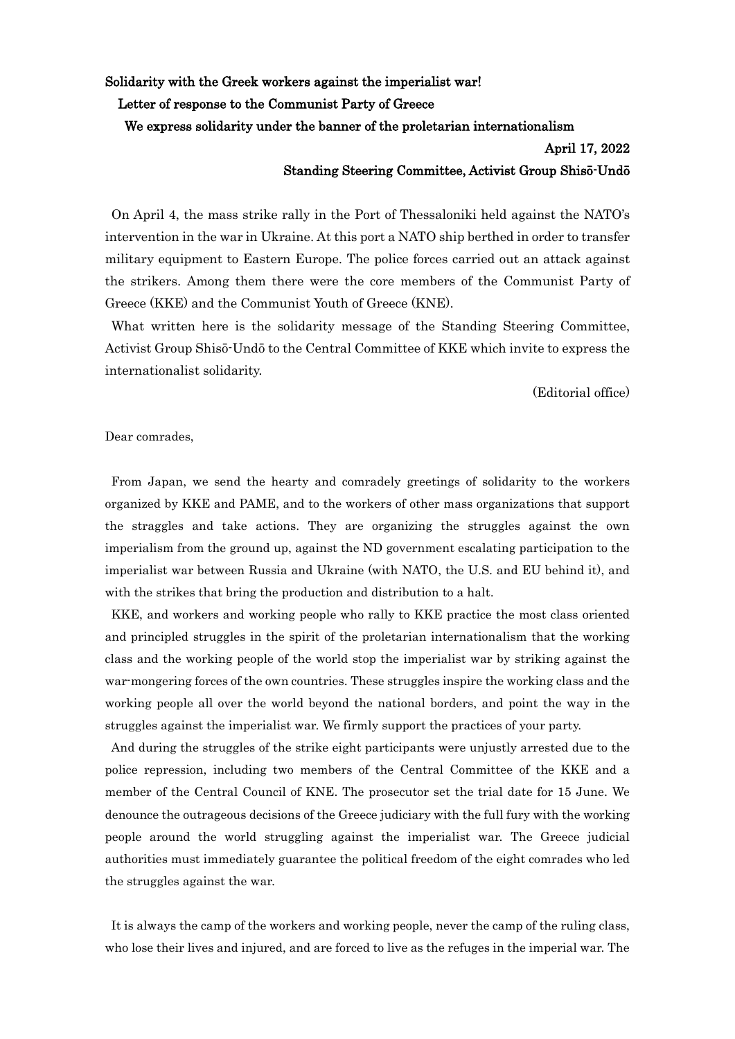**Solidarity with the Greek workers against the imperialist war!**

**Letter of response to the Communist Party of Greece**

**We express solidarity under the banner of the proletarian internationalism**

**April 17, 2022**

**Standing Steering Committee, Activist Group Shisō-Undō**

On April 4, the mass strike rally in the Port of Thessaloniki held against the NATO's intervention in the war in Ukraine. At this port a NATO ship berthed in order to transfer military equipment to Eastern Europe. The police forces carried out an attack against the strikers. Among them there were the core members of the Communist Party of Greece (KKE) and the Communist Youth of Greece (KNE).

What written here is the solidarity message of the Standing Steering Committee, Activist Group Shisō-Undō to the Central Committee of KKE which invite to express the internationalist solidarity.

(Editorial office)

Dear comrades,

From Japan, we send the hearty and comradely greetings of solidarity to the workers organized by KKE and PAME, and to the workers of other mass organizations that support the straggles and take actions. They are organizing the struggles against the own imperialism from the ground up, against the ND government escalating participation to the imperialist war between Russia and Ukraine (with NATO, the U.S. and EU behind it), and with the strikes that bring the production and distribution to a halt.

KKE, and workers and working people who rally to KKE practice the most class oriented and principled struggles in the spirit of the proletarian internationalism that the working class and the working people of the world stop the imperialist war by striking against the war-mongering forces of the own countries. These struggles inspire the working class and the working people all over the world beyond the national borders, and point the way in the struggles against the imperialist war. We firmly support the practices of your party.

And during the struggles of the strike eight participants were unjustly arrested due to the police repression, including two members of the Central Committee of the KKE and a member of the Central Council of KNE. The prosecutor set the trial date for 15 June. We denounce the outrageous decisions of the Greece judiciary with the full fury with the working people around the world struggling against the imperialist war. The Greece judicial authorities must immediately guarantee the political freedom of the eight comrades who led the struggles against the war.

It is always the camp of the workers and working people, never the camp of the ruling class, who lose their lives and injured, and are forced to live as the refuges in the imperial war. The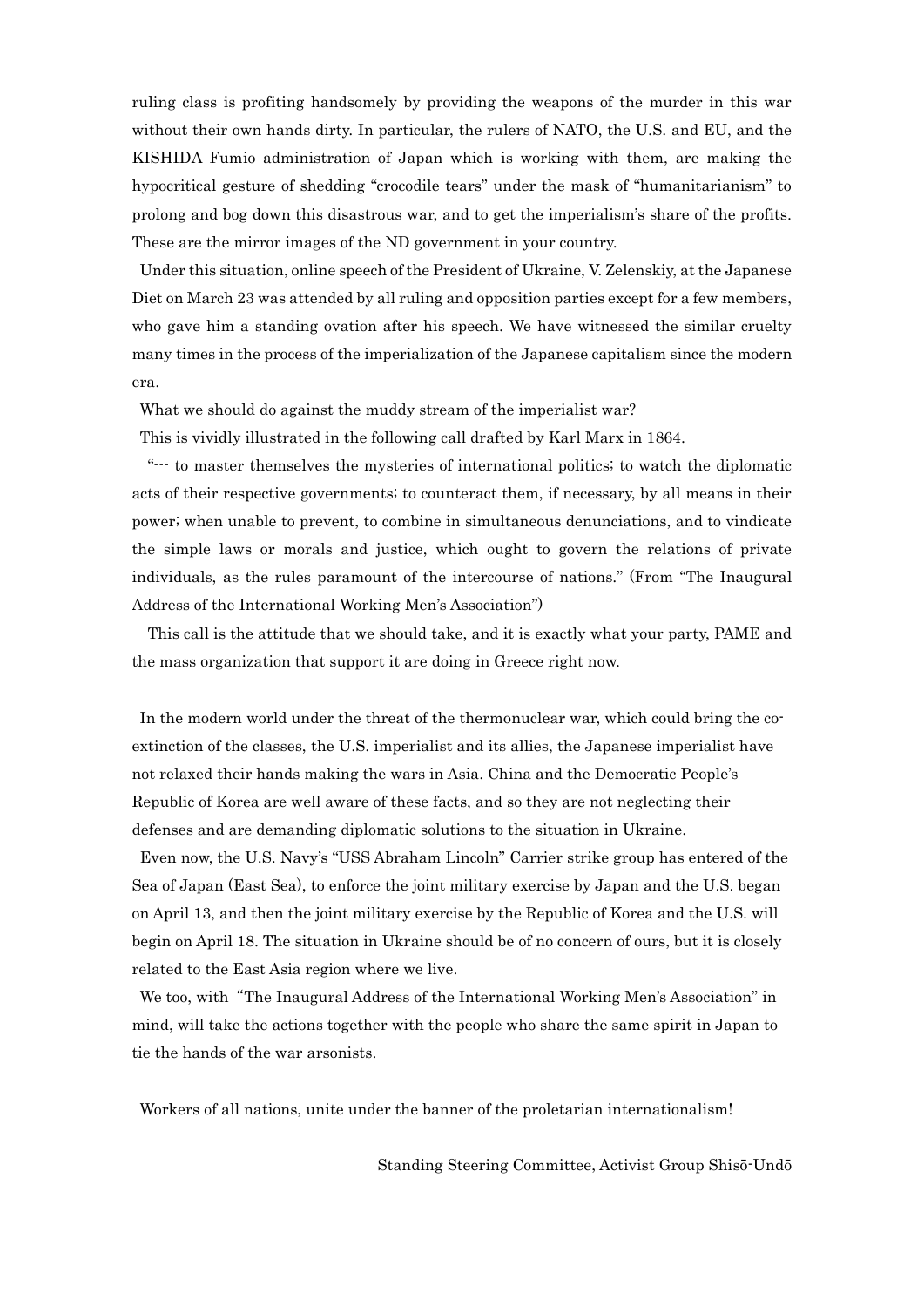ruling class is profiting handsomely by providing the weapons of the murder in this war without their own hands dirty. In particular, the rulers of NATO, the U.S. and EU, and the KISHIDA Fumio administration of Japan which is working with them, are making the hypocritical gesture of shedding "crocodile tears" under the mask of "humanitarianism" to prolong and bog down this disastrous war, and to get the imperialism's share of the profits. These are the mirror images of the ND government in your country.

Under this situation, online speech of the President of Ukraine, V. Zelenskiy, at the Japanese Diet on March 23 was attended by all ruling and opposition parties except for a few members, who gave him a standing ovation after his speech. We have witnessed the similar cruelty many times in the process of the imperialization of the Japanese capitalism since the modern era.

What we should do against the muddy stream of the imperialist war?

This is vividly illustrated in the following call drafted by Karl Marx in 1864.

"--- to master themselves the mysteries of international politics; to watch the diplomatic acts of their respective governments; to counteract them, if necessary, by all means in their power; when unable to prevent, to combine in simultaneous denunciations, and to vindicate the simple laws or morals and justice, which ought to govern the relations of private individuals, as the rules paramount of the intercourse of nations." (From "The Inaugural Address of the International Working Men's Association")

This call is the attitude that we should take, and it is exactly what your party, PAME and the mass organization that support it are doing in Greece right now.

In the modern world under the threat of the thermonuclear war, which could bring the co-extinction of the classes, the U.S. imperialist and its allies, the Japanese imperialist have not relaxed their hands making the wars in Asia. China and the Democratic People's Republic of Korea are well aware of these facts, and so they are not neglecting their defenses and are demanding diplomatic solutions to the situation in Ukraine.

Even now, the U.S. Navy's "USS Abraham Lincoln" Carrier strike group has entered of the Sea of Japan (East Sea), to enforce the joint military exercise by Japan and the U.S. began on April 13, and then the joint military exercise by the Republic of Korea and the U.S. will begin on April 18. The situation in Ukraine should be of no concern of ours, but it is closely related to the East Asia region where we live.

We too, with "The Inaugural Address of the International Working Men's Association" in mind, will take the actions together with the people who share the same spirit in Japan to tie the hands of the war arsonists.

Workers of all nations, unite under the banner of the proletarian internationalism!

Standing Steering Committee, Activist Group Shisō-Undō